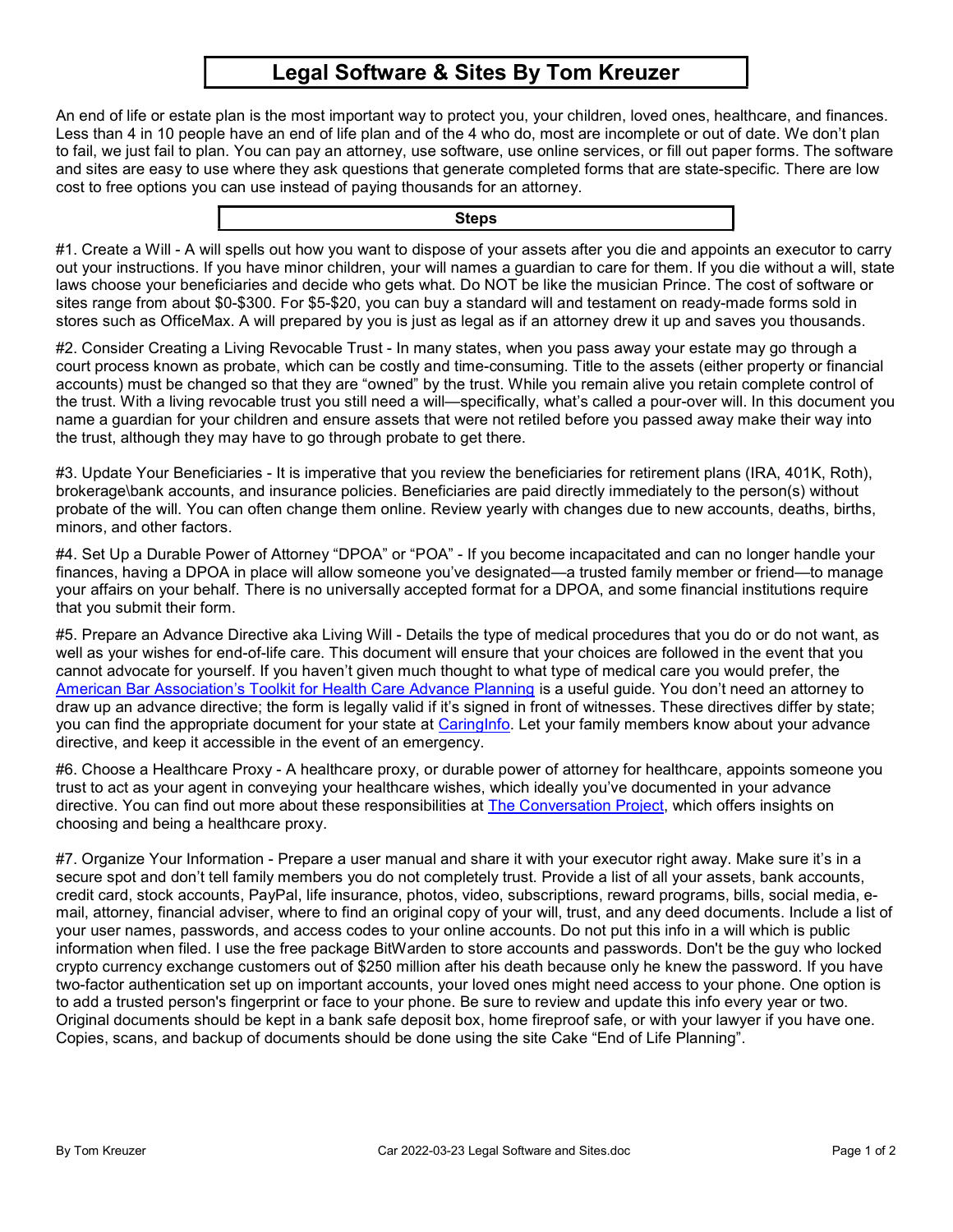# Legal Software & Sites By Tom Kreuzer

An end of life or estate plan is the most important way to protect you, your children, loved ones, healthcare, and finances. Less than 4 in 10 people have an end of life plan and of the 4 who do, most are incomplete or out of date. We don't plan to fail, we just fail to plan. You can pay an attorney, use software, use online services, or fill out paper forms. The software and sites are easy to use where they ask questions that generate completed forms that are state-specific. There are low cost to free options you can use instead of paying thousands for an attorney.

## Steps

#1. Create a Will - A will spells out how you want to dispose of your assets after you die and appoints an executor to carry out your instructions. If you have minor children, your will names a guardian to care for them. If you die without a will, state laws choose your beneficiaries and decide who gets what. Do NOT be like the musician Prince. The cost of software or sites range from about $0-$300. For $5-$20, you can buy a standard will and testament on ready-made forms sold in stores such as OfficeMax. A will prepared by you is just as legal as if an attorney drew it up and saves you thousands.

#2. Consider Creating a Living Revocable Trust - In many states, when you pass away your estate may go through a court process known as probate, which can be costly and time-consuming. Title to the assets (either property or financial accounts) must be changed so that they are "owned" by the trust. While you remain alive you retain complete control of the trust. With a living revocable trust you still need a will—specifically, what's called a pour-over will. In this document you name a guardian for your children and ensure assets that were not retiled before you passed away make their way into the trust, although they may have to go through probate to get there.

#3. Update Your Beneficiaries - It is imperative that you review the beneficiaries for retirement plans (IRA, 401K, Roth), brokerage\bank accounts, and insurance policies. Beneficiaries are paid directly immediately to the person(s) without probate of the will. You can often change them online. Review yearly with changes due to new accounts, deaths, births, minors, and other factors.

#4. Set Up a Durable Power of Attorney "DPOA" or "POA" - If you become incapacitated and can no longer handle your finances, having a DPOA in place will allow someone you've designated—a trusted family member or friend—to manage your affairs on your behalf. There is no universally accepted format for a DPOA, and some financial institutions require that you submit their form.

#5. Prepare an Advance Directive aka Living Will - Details the type of medical procedures that you do or do not want, as well as your wishes for end-of-life care. This document will ensure that your choices are followed in the event that you cannot advocate for yourself. If you haven't given much thought to what type of medical care you would prefer, the American Bar Association's Toolkit for Health Care Advance Planning is a useful guide. You don't need an attorney to draw up an advance directive; the form is legally valid if it's signed in front of witnesses. These directives differ by state; you can find the appropriate document for your state at CaringInfo. Let your family members know about your advance directive, and keep it accessible in the event of an emergency.

#6. Choose a Healthcare Proxy - A healthcare proxy, or durable power of attorney for healthcare, appoints someone you trust to act as your agent in conveying your healthcare wishes, which ideally you've documented in your advance directive. You can find out more about these responsibilities at The Conversation Project, which offers insights on choosing and being a healthcare proxy.

#7. Organize Your Information - Prepare a user manual and share it with your executor right away. Make sure it's in a secure spot and don't tell family members you do not completely trust. Provide a list of all your assets, bank accounts, credit card, stock accounts, PayPal, life insurance, photos, video, subscriptions, reward programs, bills, social media, e-mail, attorney, financial adviser, where to find an original copy of your will, trust, and any deed documents. Include a list of your user names, passwords, and access codes to your online accounts. Do not put this info in a will which is public information when filed. I use the free package BitWarden to store accounts and passwords. Don't be the guy who locked crypto currency exchange customers out of $250 million after his death because only he knew the password. If you have two-factor authentication set up on important accounts, your loved ones might need access to your phone. One option is to add a trusted person's fingerprint or face to your phone. Be sure to review and update this info every year or two. Original documents should be kept in a bank safe deposit box, home fireproof safe, or with your lawyer if you have one. Copies, scans, and backup of documents should be done using the site Cake "End of Life Planning".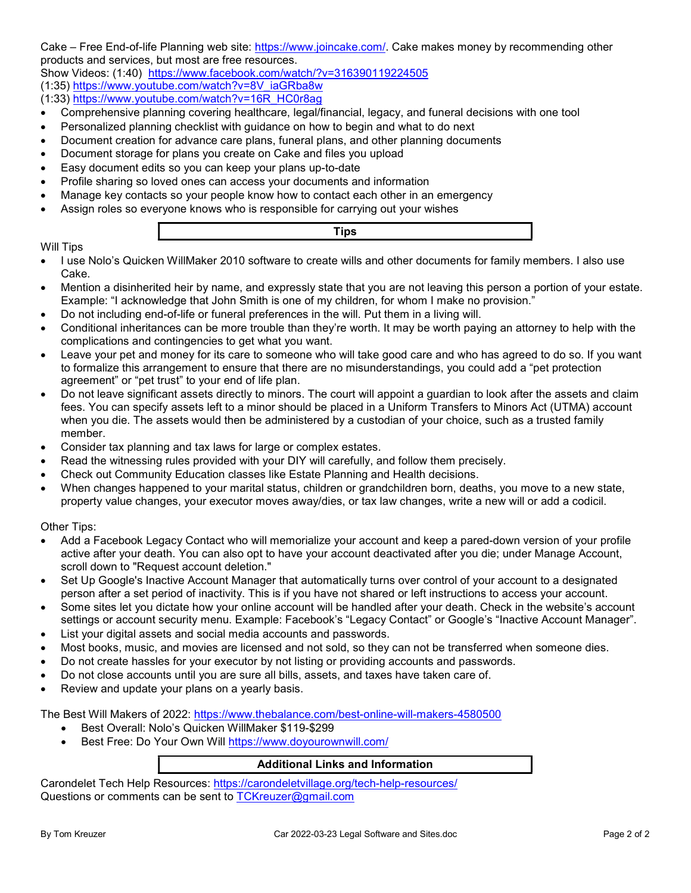Cake – Free End-of-life Planning web site: https://www.joincake.com/. Cake makes money by recommending other products and services, but most are free resources.

Show Videos: (1:40) https://www.facebook.com/watch/?v=316390119224505

(1:35) https://www.youtube.com/watch?v=8V_iaGRba8w

(1:33) https://www.youtube.com/watch?v=16R_HC0r8ag

- Comprehensive planning covering healthcare, legal/financial, legacy, and funeral decisions with one tool
- Personalized planning checklist with guidance on how to begin and what to do next
- Document creation for advance care plans, funeral plans, and other planning documents
- Document storage for plans you create on Cake and files you upload
- Easy document edits so you can keep your plans up-to-date
- Profile sharing so loved ones can access your documents and information
- Manage key contacts so your people know how to contact each other in an emergency
- Assign roles so everyone knows who is responsible for carrying out your wishes

## Tips

Will Tips

- I use Nolo's Quicken WillMaker 2010 software to create wills and other documents for family members. I also use Cake.
- Mention a disinherited heir by name, and expressly state that you are not leaving this person a portion of your estate. Example: "I acknowledge that John Smith is one of my children, for whom I make no provision."
- Do not including end-of-life or funeral preferences in the will. Put them in a living will.
- Conditional inheritances can be more trouble than they're worth. It may be worth paying an attorney to help with the complications and contingencies to get what you want.
- Leave your pet and money for its care to someone who will take good care and who has agreed to do so. If you want to formalize this arrangement to ensure that there are no misunderstandings, you could add a "pet protection agreement" or "pet trust" to your end of life plan.
- Do not leave significant assets directly to minors. The court will appoint a guardian to look after the assets and claim fees. You can specify assets left to a minor should be placed in a Uniform Transfers to Minors Act (UTMA) account when you die. The assets would then be administered by a custodian of your choice, such as a trusted family member.
- Consider tax planning and tax laws for large or complex estates.
- Read the witnessing rules provided with your DIY will carefully, and follow them precisely.
- Check out Community Education classes like Estate Planning and Health decisions.
- When changes happened to your marital status, children or grandchildren born, deaths, you move to a new state, property value changes, your executor moves away/dies, or tax law changes, write a new will or add a codicil.

Other Tips:

- Add a Facebook Legacy Contact who will memorialize your account and keep a pared-down version of your profile active after your death. You can also opt to have your account deactivated after you die; under Manage Account, scroll down to "Request account deletion."
- Set Up Google's Inactive Account Manager that automatically turns over control of your account to a designated person after a set period of inactivity. This is if you have not shared or left instructions to access your account.
- Some sites let you dictate how your online account will be handled after your death. Check in the website's account settings or account security menu. Example: Facebook's "Legacy Contact" or Google's "Inactive Account Manager".
- List your digital assets and social media accounts and passwords.
- Most books, music, and movies are licensed and not sold, so they can not be transferred when someone dies.
- Do not create hassles for your executor by not listing or providing accounts and passwords.
- Do not close accounts until you are sure all bills, assets, and taxes have taken care of.
- Review and update your plans on a yearly basis.

The Best Will Makers of 2022: https://www.thebalance.com/best-online-will-makers-4580500

- Best Overall: Nolo's Quicken WillMaker $119-$299
- Best Free: Do Your Own Will https://www.doyourownwill.com/

## Additional Links and Information

Carondelet Tech Help Resources: https://carondeletvillage.org/tech-help-resources/

Questions or comments can be sent to TCKreuzer@gmail.com